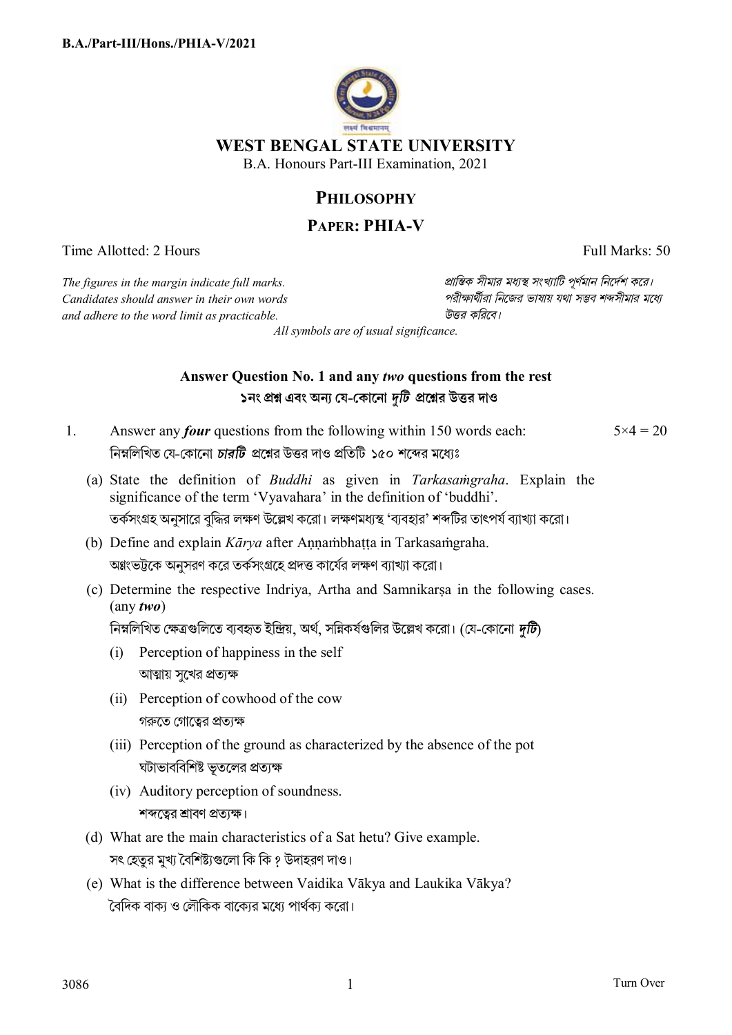B.A./Part-III/Hons./PHIA-V/2021

# WEST BENGAL STATE UNIVERSITY

B.A. Honours Part-III Examination, 2021

## PHILOSOPHY

## PAPER: PHIA-V

Time Allotted: 2 Hours | Full Marks: 50

*The figures in the margin indicate full marks. Candidates should answer in their own words and adhere to the word limit as practicable.*

*প্রান্তিক সীমার মধ্যস্থ সংখ্যাটি পূর্ণমান নির্দেশ করে। পরীক্ষার্থীরা নিজের ভাষায় যথা সম্ভব শব্দসীমার মধ্যে উত্তর করিবে।*

*All symbols are of usual significance.*

**Answer Question No. 1 and any *two* questions from the rest**

**১নং প্রশ্ন এবং অন্য যে-কোনো *দুটি* প্রশ্নের উত্তর দাও**

1. Answer any ***four*** questions from the following within 150 words each: $5\times4 = 20$

   নিম্নলিখিত যে-কোনো ***চারটি*** প্রশ্নের উত্তর দাও প্রতিটি ১৫০ শব্দের মধ্যেঃ

   (a) State the definition of *Buddhi* as given in *Tarkasaṁgraha*. Explain the significance of the term 'Vyavahara' in the definition of 'buddhi'.

   তর্কসংগ্রহ অনুসারে বুদ্ধির লক্ষণ উল্লেখ করো। লক্ষণমধ্যস্থ 'ব্যবহার' শব্দটির তাৎপর্য ব্যাখ্যা করো।

   (b) Define and explain *Kārya* after Aṇṇaṁbhaṭṭa in Tarkasaṁgraha.

   অন্নংভট্টকে অনুসরণ করে তর্কসংগ্রহে প্রদত্ত কার্যের লক্ষণ ব্যাখ্যা করো।

   (c) Determine the respective Indriya, Artha and Samnikarṣa in the following cases. (any ***two***)

   নিম্নলিখিত ক্ষেত্রগুলিতে ব্যবহৃত ইন্দ্রিয়, অর্থ, সন্নিকর্ষগুলির উল্লেখ করো। (যে-কোনো ***দুটি***)

   (i) Perception of happiness in the self

   আত্মায় সুখের প্রত্যক্ষ

   (ii) Perception of cowhood of the cow

   গরুতে গোত্বের প্রত্যক্ষ

   (iii) Perception of the ground as characterized by the absence of the pot

   ঘটাভাববিশিষ্ট ভূতলের প্রত্যক্ষ

   (iv) Auditory perception of soundness.

   শব্দত্বের শ্রাবণ প্রত্যক্ষ।

   (d) What are the main characteristics of a Sat hetu? Give example.

   সৎ হেতুর মুখ্য বৈশিষ্ট্যগুলো কি কি ? উদাহরণ দাও।

   (e) What is the difference between Vaidika Vākya and Laukika Vākya?

   বৈদিক বাক্য ও লৌকিক বাক্যের মধ্যে পার্থক্য করো।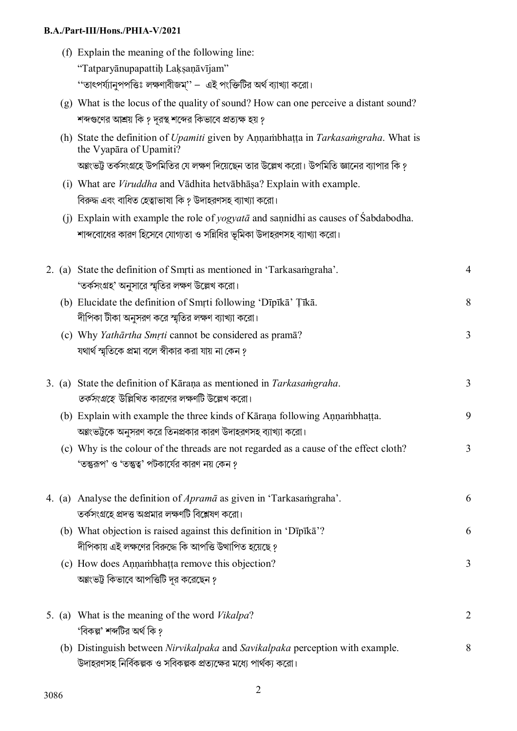(f) Explain the meaning of the following line:
"Tatparyānupapattiḥ Lakṣaṇāvījam"
''তাৎপর্য্যানুপপত্তিঃ লক্ষণাবীজম্'' – এই পংক্তিটির অর্থ ব্যাখ্যা করো।

(g) What is the locus of the quality of sound? How can one perceive a distant sound?
শব্দগুণের আশ্রয় কি ? দূরস্থ শব্দের কিভাবে প্রত্যক্ষ হয় ?

(h) State the definition of *Upamiti* given by Aṇṇaṁbhaṭṭa in *Tarkasaṁgraha*. What is the Vyapāra of Upamiti?
অন্নংভট্ট তর্কসংগ্রহে উপমিতির যে লক্ষণ দিয়েছেন তার উল্লেখ করো। উপমিতি জ্ঞানের ব্যাপার কি ?

(i) What are *Viruddha* and Vādhita hetvābhāṣa? Explain with example.
বিরুদ্ধ এবং বাধিত হেত্বাভাষা কি ? উদাহরণসহ ব্যাখ্যা করো।

(j) Explain with example the role of *yogyatā* and saṇnidhi as causes of Śabdabodha.
শাব্দবোধের কারণ হিসেবে যোগ্যতা ও সন্নিধির ভূমিকা উদাহরণসহ ব্যাখ্যা করো।

2. (a) State the definition of Smṛti as mentioned in 'Tarkasaṁgraha'. 4
'তর্কসংগ্রহ' অনুসারে স্মৃতির লক্ষণ উল্লেখ করো।

(b) Elucidate the definition of Smṛti following 'Dīpīkā' Ṭīkā. 8
দীপিকা টীকা অনুসরণ করে স্মৃতির লক্ষণ ব্যাখ্যা করো।

(c) Why *Yathārtha Smṛti* cannot be considered as pramā? 3
যথার্থ স্মৃতিকে প্রমা বলে স্বীকার করা যায় না কেন ?

3. (a) State the definition of Kāraṇa as mentioned in *Tarkasaṁgraha*. 3
*তর্কসংগ্রহে* উল্লিখিত কারণের লক্ষণটি উল্লেখ করো।

(b) Explain with example the three kinds of Kāraṇa following Aṇṇaṁbhaṭṭa. 9
অন্নংভট্টকে অনুসরণ করে তিনপ্রকার কারণ উদাহরণসহ ব্যাখ্যা করো।

(c) Why is the colour of the threads are not regarded as a cause of the effect cloth? 3
'তন্তুরূপ' ও 'তন্তুত্ব' পটকার্যের কারণ নয় কেন ?

4. (a) Analyse the definition of *Apramā* as given in 'Tarkasaṁgraha'. 6
তর্কসংগ্রহে প্রদত্ত অপ্রমার লক্ষণটি বিশ্লেষণ করো।

(b) What objection is raised against this definition in 'Dīpīkā'? 6
দীপিকায় এই লক্ষণের বিরুদ্ধে কি আপত্তি উত্থাপিত হয়েছে ?

(c) How does Aṇṇaṁbhaṭṭa remove this objection? 3
অন্নংভট্ট কিভাবে আপত্তিটি দূর করেছেন ?

5. (a) What is the meaning of the word *Vikalpa*? 2
'বিকল্প' শব্দটির অর্থ কি ?

(b) Distinguish between *Nirvikalpaka* and *Savikalpaka* perception with example. 8
উদাহরণসহ নির্বিকল্পক ও সবিকল্পক প্রত্যক্ষের মধ্যে পার্থক্য করো।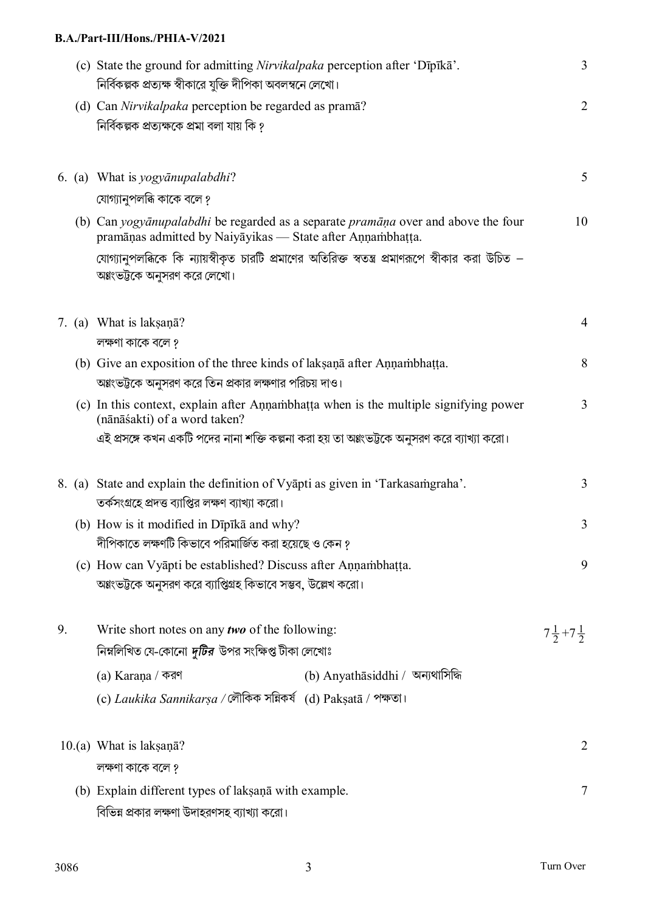(c) State the ground for admitting *Nirvikalpaka* perception after 'Dīpīkā'. 3

নির্বিকল্পক প্রত্যক্ষ স্বীকারে যুক্তি দীপিকা অবলম্বনে লেখো।

(d) Can *Nirvikalpaka* perception be regarded as pramā? 2

নির্বিকল্পক প্রত্যক্ষকে প্রমা বলা যায় কি ?

6. (a) What is *yogyānupalabdhi*? 5

যোগ্যানুপলব্ধি কাকে বলে ?

(b) Can *yogyānupalabdhi* be regarded as a separate *pramāṇa* over and above the four pramāṇas admitted by Naiyāyikas — State after Aṇṇaṁbhaṭṭa. 10

যোগ্যানুপলব্ধিকে কি ন্যায়স্বীকৃত চারটি প্রমাণের অতিরিক্ত স্বতন্ত্র প্রমাণরূপে স্বীকার করা উচিত – অন্নংভট্টকে অনুসরণ করে লেখো।

7. (a) What is lakṣaṇā? 4

লক্ষণা কাকে বলে ?

(b) Give an exposition of the three kinds of lakṣaṇā after Aṇṇaṁbhaṭṭa. 8

অন্নংভট্টকে অনুসরণ করে তিন প্রকার লক্ষণার পরিচয় দাও।

(c) In this context, explain after Aṇṇaṁbhaṭṭa when is the multiple signifying power (nānāśakti) of a word taken? 3

এই প্রসঙ্গে কখন একটি পদের নানা শক্তি কল্পনা করা হয় তা অন্নংভট্টকে অনুসরণ করে ব্যাখ্যা করো।

8. (a) State and explain the definition of Vyāpti as given in 'Tarkasaṁgraha'. 3

তর্কসংগ্রহে প্রদত্ত ব্যাপ্তির লক্ষণ ব্যাখ্যা করো।

(b) How is it modified in Dīpīkā and why? 3

দীপিকাতে লক্ষণটি কিভাবে পরিমার্জিত করা হয়েছে ও কেন ?

(c) How can Vyāpti be established? Discuss after Aṇṇaṁbhaṭṭa. 9

অন্নংভট্টকে অনুসরণ করে ব্যাপ্তিগ্রহ কিভাবে সম্ভব, উল্লেখ করো।

9. Write short notes on any ***two*** of the following: $7\frac{1}{2}+7\frac{1}{2}$

নিম্নলিখিত যে-কোনো ***দুটির*** উপর সংক্ষিপ্ত টীকা লেখোঃ

(a) Karaṇa / করণ

(b) Anyathāsiddhi / অন্যথাসিদ্ধি

(c) *Laukika Sannikarṣa* / লৌকিক সন্নিকর্ষ

(d) Pakṣatā / পক্ষতা।

10. (a) What is lakṣaṇā? 2

লক্ষণা কাকে বলে ?

(b) Explain different types of lakṣaṇā with example. 7

বিভিন্ন প্রকার লক্ষণা উদাহরণসহ ব্যাখ্যা করো।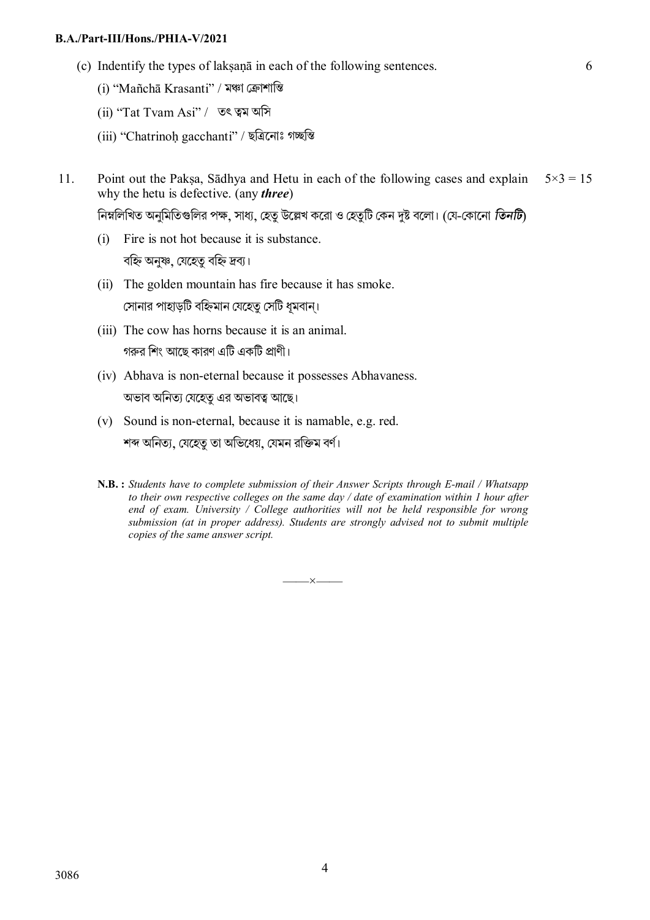(c) Indentify the types of lakṣaṇā in each of the following sentences. 6

(i) "Mañchā Krasanti" / মঞ্চা ক্রোশান্তি

(ii) "Tat Tvam Asi" / তৎ ত্বম অসি

(iii) "Chatrinoḥ gacchanti" / ছত্রিনোঃ গচ্ছন্তি

11. Point out the Pakṣa, Sādhya and Hetu in each of the following cases and explain why the hetu is defective. (any ***three***) 5×3 = 15

নিম্নলিখিত অনুমিতিগুলির পক্ষ, সাধ্য, হেতু উল্লেখ করো ও হেতুটি কেন দুষ্ট বলো। (যে-কোনো ***তিনটি***)

(i) Fire is not hot because it is substance.
বহ্নি অনুষ্ণ, যেহেতু বহ্নি দ্রব্য।

(ii) The golden mountain has fire because it has smoke.
সোনার পাহাড়টি বহ্নিমান যেহেতু সেটি ধূমবান্।

(iii) The cow has horns because it is an animal.
গরুর শিং আছে কারণ এটি একটি প্রাণী।

(iv) Abhava is non-eternal because it possesses Abhavaness.
অভাব অনিত্য যেহেতু এর অভাবত্ব আছে।

(v) Sound is non-eternal, because it is namable, e.g. red.
শব্দ অনিত্য, যেহেতু তা অভিধেয়, যেমন রক্তিম বর্ণ।

**N.B. :** *Students have to complete submission of their Answer Scripts through E-mail / Whatsapp to their own respective colleges on the same day / date of examination within 1 hour after end of exam. University / College authorities will not be held responsible for wrong submission (at in proper address). Students are strongly advised not to submit multiple copies of the same answer script.*

——×——